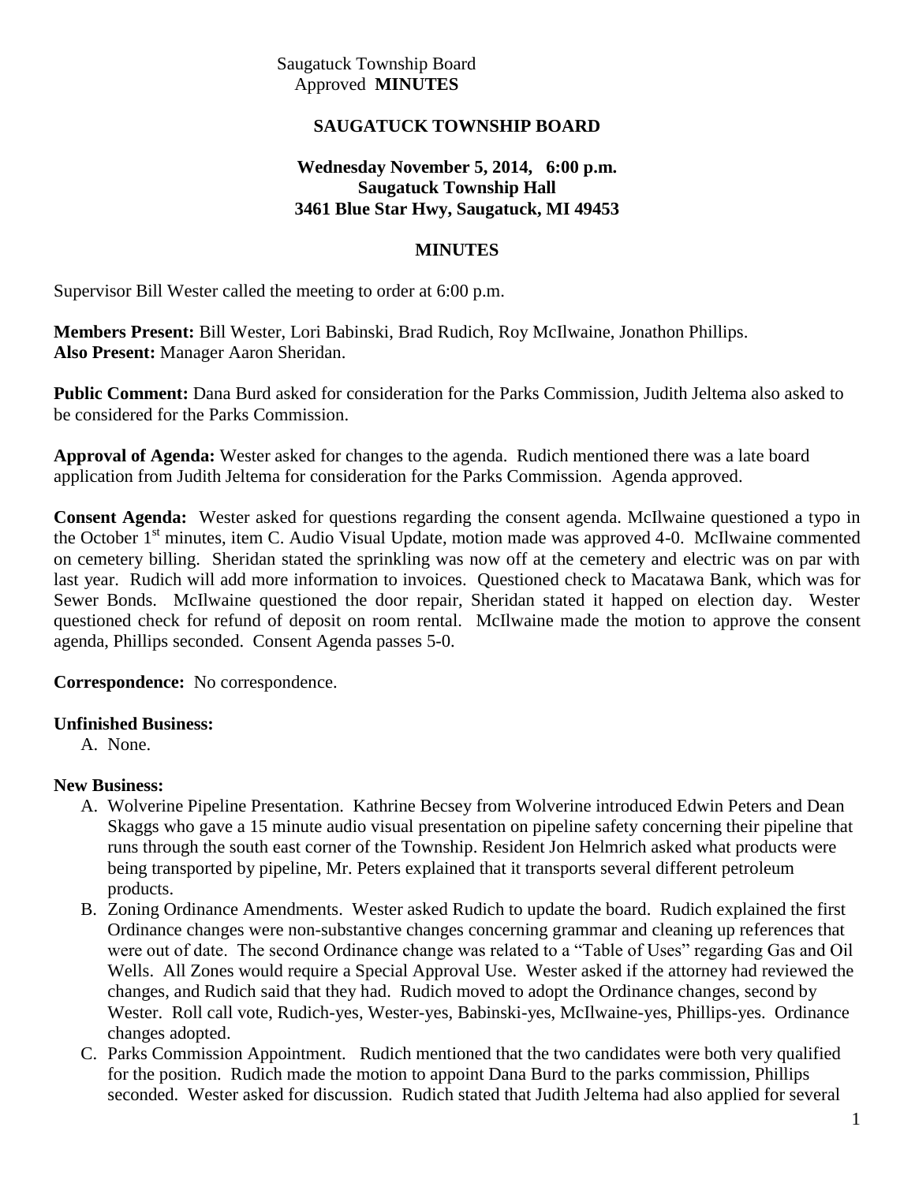Saugatuck Township Board
Approved **MINUTES**

**SAUGATUCK TOWNSHIP BOARD**

**Wednesday November 5, 2014, 6:00 p.m.**
**Saugatuck Township Hall**
**3461 Blue Star Hwy, Saugatuck, MI 49453**

**MINUTES**

Supervisor Bill Wester called the meeting to order at 6:00 p.m.

**Members Present:** Bill Wester, Lori Babinski, Brad Rudich, Roy McIlwaine, Jonathon Phillips.
**Also Present:** Manager Aaron Sheridan.

**Public Comment:** Dana Burd asked for consideration for the Parks Commission, Judith Jeltema also asked to be considered for the Parks Commission.

**Approval of Agenda:** Wester asked for changes to the agenda. Rudich mentioned there was a late board application from Judith Jeltema for consideration for the Parks Commission. Agenda approved.

**Consent Agenda:** Wester asked for questions regarding the consent agenda. McIlwaine questioned a typo in the October 1st minutes, item C. Audio Visual Update, motion made was approved 4-0. McIlwaine commented on cemetery billing. Sheridan stated the sprinkling was now off at the cemetery and electric was on par with last year. Rudich will add more information to invoices. Questioned check to Macatawa Bank, which was for Sewer Bonds. McIlwaine questioned the door repair, Sheridan stated it happed on election day. Wester questioned check for refund of deposit on room rental. McIlwaine made the motion to approve the consent agenda, Phillips seconded. Consent Agenda passes 5-0.

**Correspondence:** No correspondence.

**Unfinished Business:**

A. None.

**New Business:**

A. Wolverine Pipeline Presentation. Kathrine Becsey from Wolverine introduced Edwin Peters and Dean Skaggs who gave a 15 minute audio visual presentation on pipeline safety concerning their pipeline that runs through the south east corner of the Township. Resident Jon Helmrich asked what products were being transported by pipeline, Mr. Peters explained that it transports several different petroleum products.
B. Zoning Ordinance Amendments. Wester asked Rudich to update the board. Rudich explained the first Ordinance changes were non-substantive changes concerning grammar and cleaning up references that were out of date. The second Ordinance change was related to a "Table of Uses" regarding Gas and Oil Wells. All Zones would require a Special Approval Use. Wester asked if the attorney had reviewed the changes, and Rudich said that they had. Rudich moved to adopt the Ordinance changes, second by Wester. Roll call vote, Rudich-yes, Wester-yes, Babinski-yes, McIlwaine-yes, Phillips-yes. Ordinance changes adopted.
C. Parks Commission Appointment. Rudich mentioned that the two candidates were both very qualified for the position. Rudich made the motion to appoint Dana Burd to the parks commission, Phillips seconded. Wester asked for discussion. Rudich stated that Judith Jeltema had also applied for several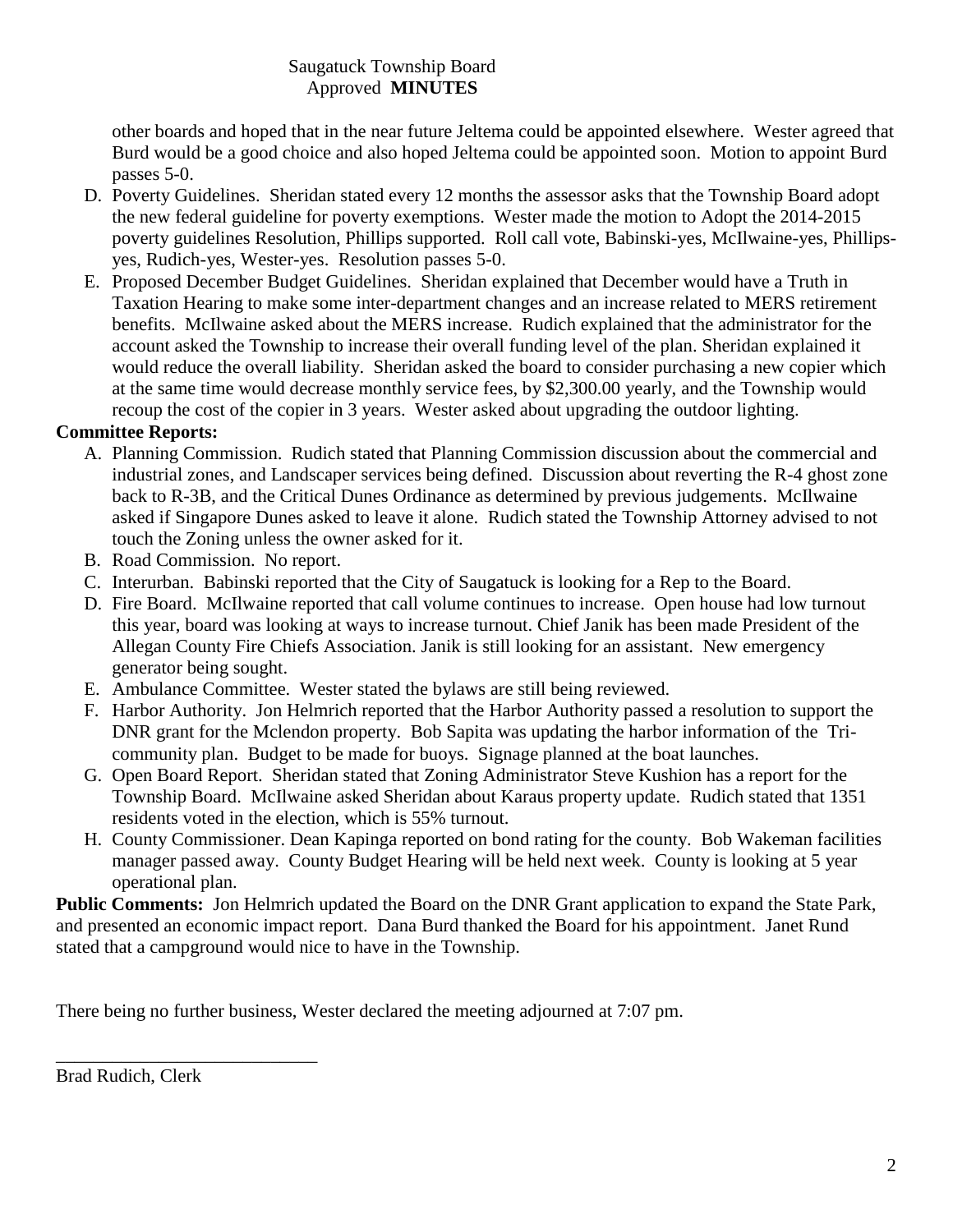other boards and hoped that in the near future Jeltema could be appointed elsewhere. Wester agreed that Burd would be a good choice and also hoped Jeltema could be appointed soon. Motion to appoint Burd passes 5-0.

D. Poverty Guidelines. Sheridan stated every 12 months the assessor asks that the Township Board adopt the new federal guideline for poverty exemptions. Wester made the motion to Adopt the 2014-2015 poverty guidelines Resolution, Phillips supported. Roll call vote, Babinski-yes, McIlwaine-yes, Phillips-yes, Rudich-yes, Wester-yes. Resolution passes 5-0.
E. Proposed December Budget Guidelines. Sheridan explained that December would have a Truth in Taxation Hearing to make some inter-department changes and an increase related to MERS retirement benefits. McIlwaine asked about the MERS increase. Rudich explained that the administrator for the account asked the Township to increase their overall funding level of the plan. Sheridan explained it would reduce the overall liability. Sheridan asked the board to consider purchasing a new copier which at the same time would decrease monthly service fees, by $2,300.00 yearly, and the Township would recoup the cost of the copier in 3 years. Wester asked about upgrading the outdoor lighting.

**Committee Reports:**

A. Planning Commission. Rudich stated that Planning Commission discussion about the commercial and industrial zones, and Landscaper services being defined. Discussion about reverting the R-4 ghost zone back to R-3B, and the Critical Dunes Ordinance as determined by previous judgements. McIlwaine asked if Singapore Dunes asked to leave it alone. Rudich stated the Township Attorney advised to not touch the Zoning unless the owner asked for it.
B. Road Commission. No report.
C. Interurban. Babinski reported that the City of Saugatuck is looking for a Rep to the Board.
D. Fire Board. McIlwaine reported that call volume continues to increase. Open house had low turnout this year, board was looking at ways to increase turnout. Chief Janik has been made President of the Allegan County Fire Chiefs Association. Janik is still looking for an assistant. New emergency generator being sought.
E. Ambulance Committee. Wester stated the bylaws are still being reviewed.
F. Harbor Authority. Jon Helmrich reported that the Harbor Authority passed a resolution to support the DNR grant for the Mclendon property. Bob Sapita was updating the harbor information of the Tri-community plan. Budget to be made for buoys. Signage planned at the boat launches.
G. Open Board Report. Sheridan stated that Zoning Administrator Steve Kushion has a report for the Township Board. McIlwaine asked Sheridan about Karaus property update. Rudich stated that 1351 residents voted in the election, which is 55% turnout.
H. County Commissioner. Dean Kapinga reported on bond rating for the county. Bob Wakeman facilities manager passed away. County Budget Hearing will be held next week. County is looking at 5 year operational plan.

**Public Comments:** Jon Helmrich updated the Board on the DNR Grant application to expand the State Park, and presented an economic impact report. Dana Burd thanked the Board for his appointment. Janet Rund stated that a campground would nice to have in the Township.

There being no further business, Wester declared the meeting adjourned at 7:07 pm.

_____________________________

Brad Rudich, Clerk